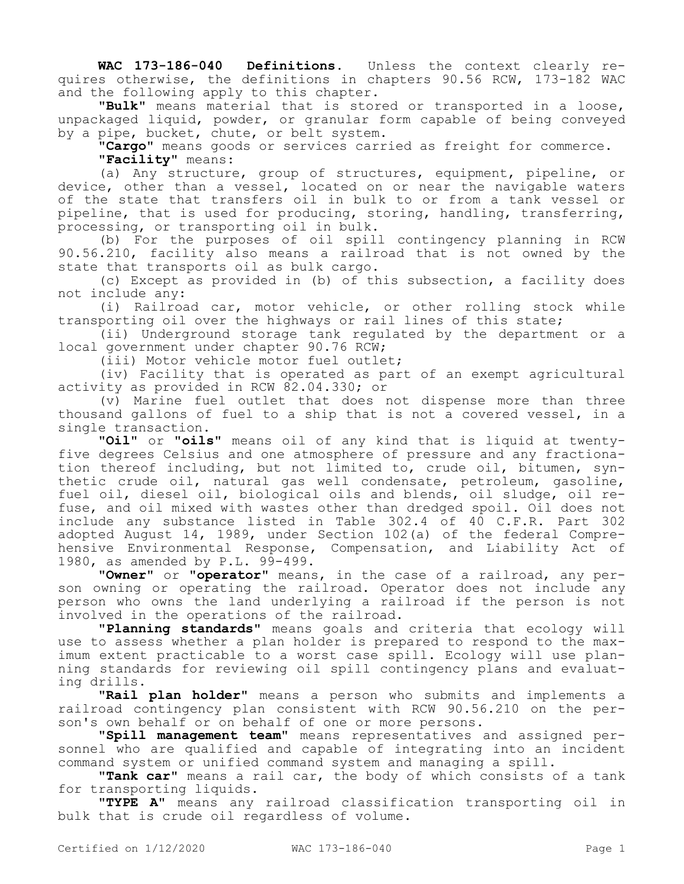**WAC 173-186-040 Definitions.** Unless the context clearly requires otherwise, the definitions in chapters 90.56 RCW, 173-182 WAC and the following apply to this chapter.

"**Bulk**" means material that is stored or transported in a loose, unpackaged liquid, powder, or granular form capable of being conveyed by a pipe, bucket, chute, or belt system.

"**Cargo**" means goods or services carried as freight for commerce.

"**Facility**" means:

(a) Any structure, group of structures, equipment, pipeline, or device, other than a vessel, located on or near the navigable waters of the state that transfers oil in bulk to or from a tank vessel or pipeline, that is used for producing, storing, handling, transferring, processing, or transporting oil in bulk.

(b) For the purposes of oil spill contingency planning in RCW 90.56.210, facility also means a railroad that is not owned by the state that transports oil as bulk cargo.

(c) Except as provided in (b) of this subsection, a facility does not include any:

(i) Railroad car, motor vehicle, or other rolling stock while transporting oil over the highways or rail lines of this state;

(ii) Underground storage tank regulated by the department or a local government under chapter 90.76 RCW;

(iii) Motor vehicle motor fuel outlet;

(iv) Facility that is operated as part of an exempt agricultural activity as provided in RCW 82.04.330; or

(v) Marine fuel outlet that does not dispense more than three thousand gallons of fuel to a ship that is not a covered vessel, in a single transaction.

"**Oil**" or "**oils**" means oil of any kind that is liquid at twenty-five degrees Celsius and one atmosphere of pressure and any fractionation thereof including, but not limited to, crude oil, bitumen, synthetic crude oil, natural gas well condensate, petroleum, gasoline, fuel oil, diesel oil, biological oils and blends, oil sludge, oil refuse, and oil mixed with wastes other than dredged spoil. Oil does not include any substance listed in Table 302.4 of 40 C.F.R. Part 302 adopted August 14, 1989, under Section 102(a) of the federal Comprehensive Environmental Response, Compensation, and Liability Act of 1980, as amended by P.L. 99-499.

"**Owner**" or "**operator**" means, in the case of a railroad, any person owning or operating the railroad. Operator does not include any person who owns the land underlying a railroad if the person is not involved in the operations of the railroad.

"**Planning standards**" means goals and criteria that ecology will use to assess whether a plan holder is prepared to respond to the maximum extent practicable to a worst case spill. Ecology will use planning standards for reviewing oil spill contingency plans and evaluating drills.

"**Rail plan holder**" means a person who submits and implements a railroad contingency plan consistent with RCW 90.56.210 on the person's own behalf or on behalf of one or more persons.

"**Spill management team**" means representatives and assigned personnel who are qualified and capable of integrating into an incident command system or unified command system and managing a spill.

"**Tank car**" means a rail car, the body of which consists of a tank for transporting liquids.

"**TYPE A**" means any railroad classification transporting oil in bulk that is crude oil regardless of volume.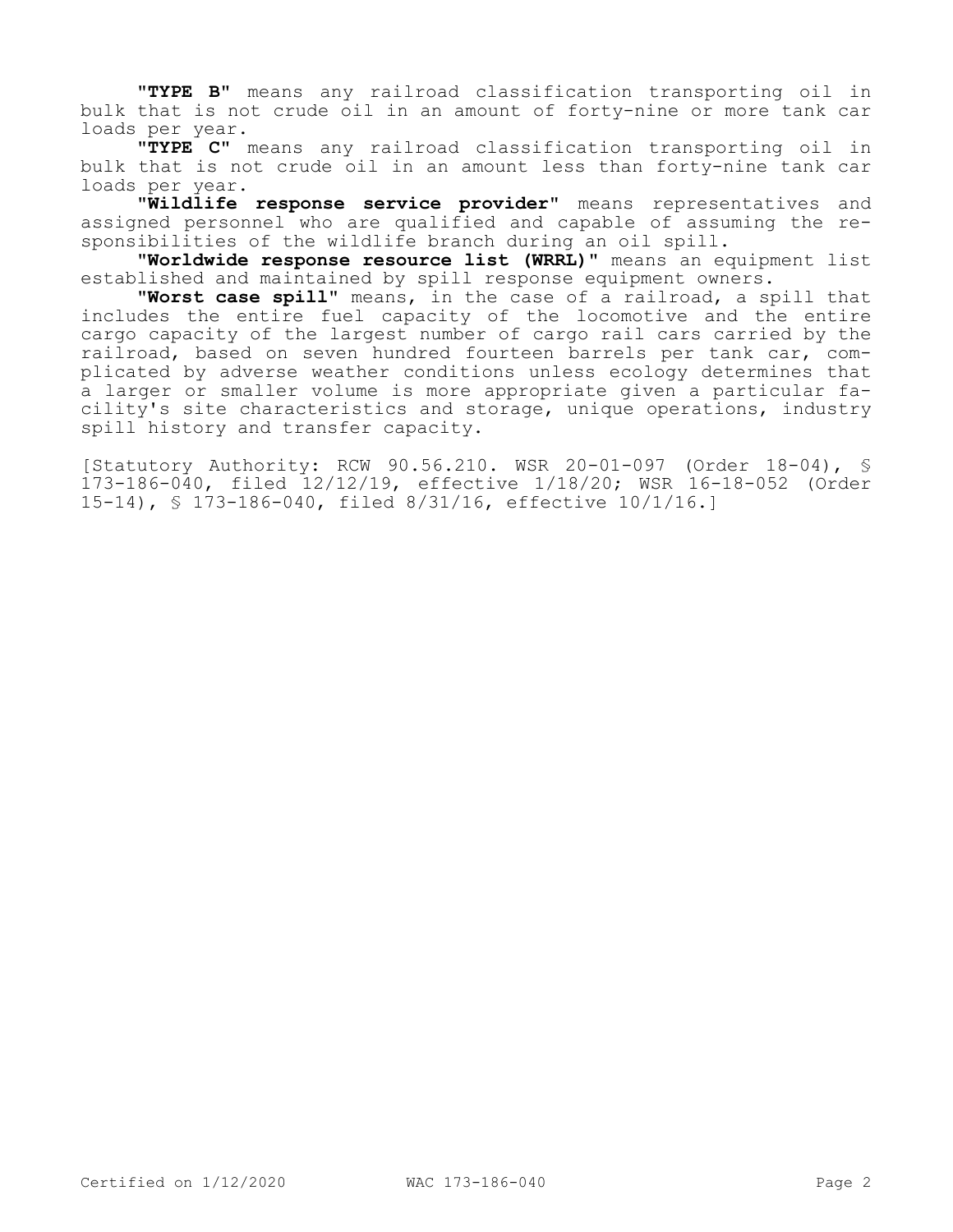"**TYPE B**" means any railroad classification transporting oil in bulk that is not crude oil in an amount of forty-nine or more tank car loads per year.

"**TYPE C**" means any railroad classification transporting oil in bulk that is not crude oil in an amount less than forty-nine tank car loads per year.

"**Wildlife response service provider**" means representatives and assigned personnel who are qualified and capable of assuming the responsibilities of the wildlife branch during an oil spill.

"**Worldwide response resource list (WRRL)**" means an equipment list established and maintained by spill response equipment owners.

"**Worst case spill**" means, in the case of a railroad, a spill that includes the entire fuel capacity of the locomotive and the entire cargo capacity of the largest number of cargo rail cars carried by the railroad, based on seven hundred fourteen barrels per tank car, complicated by adverse weather conditions unless ecology determines that a larger or smaller volume is more appropriate given a particular facility's site characteristics and storage, unique operations, industry spill history and transfer capacity.

[Statutory Authority: RCW 90.56.210. WSR 20-01-097 (Order 18-04), § 173-186-040, filed 12/12/19, effective 1/18/20; WSR 16-18-052 (Order 15-14), § 173-186-040, filed 8/31/16, effective 10/1/16.]